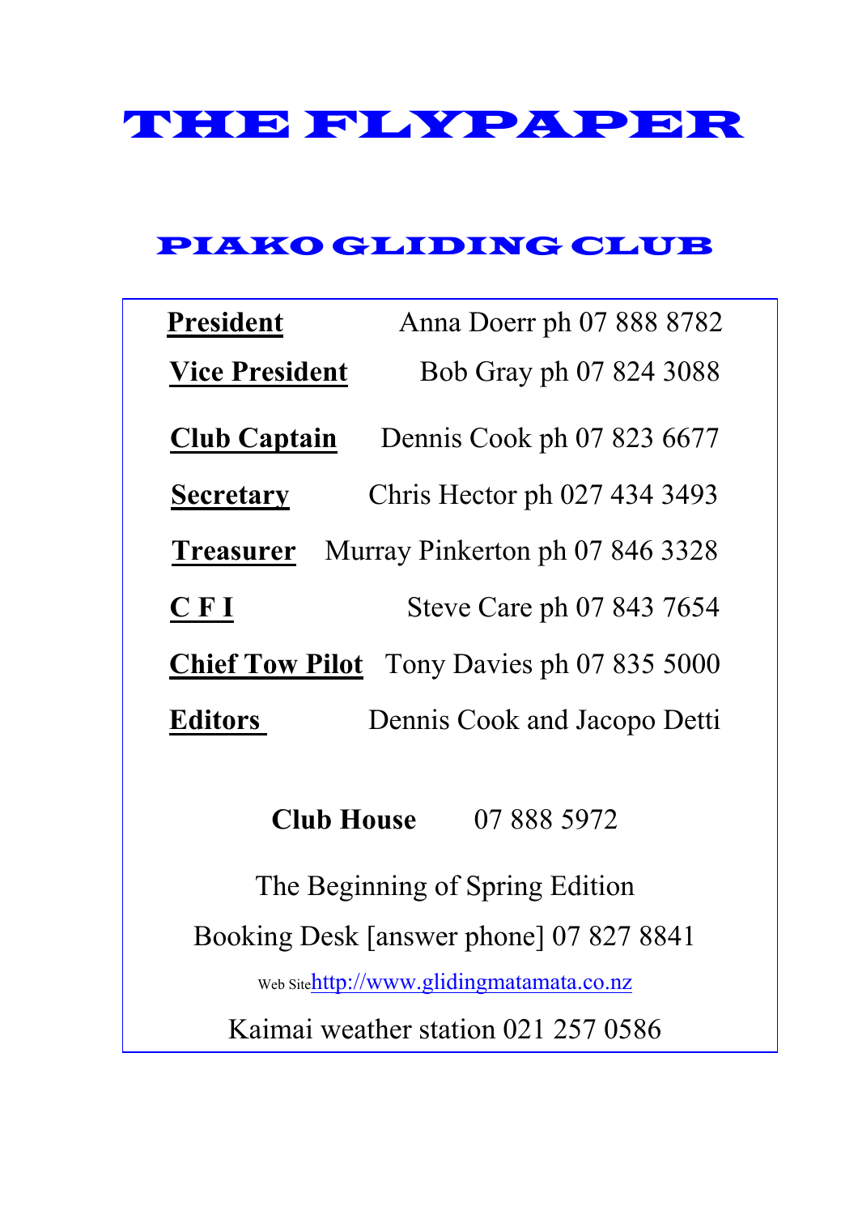# THE FLYPAPER

## PIAKO GLIDING CLUB

| | |
|---|---|
| **President** | Anna Doerr ph 07 888 8782 |
| **Vice President** | Bob Gray ph 07 824 3088 |
| **Club Captain** | Dennis Cook ph 07 823 6677 |
| **Secretary** | Chris Hector ph 027 434 3493 |
| **Treasurer** | Murray Pinkerton ph 07 846 3328 |
| **C F I** | Steve Care ph 07 843 7654 |
| **Chief Tow Pilot** | Tony Davies ph 07 835 5000 |
| **Editors** | Dennis Cook and Jacopo Detti |

**Club House** 07 888 5972

The Beginning of Spring Edition

Booking Desk [answer phone] 07 827 8841

Web Site http://www.glidingmatamata.co.nz

Kaimai weather station 021 257 0586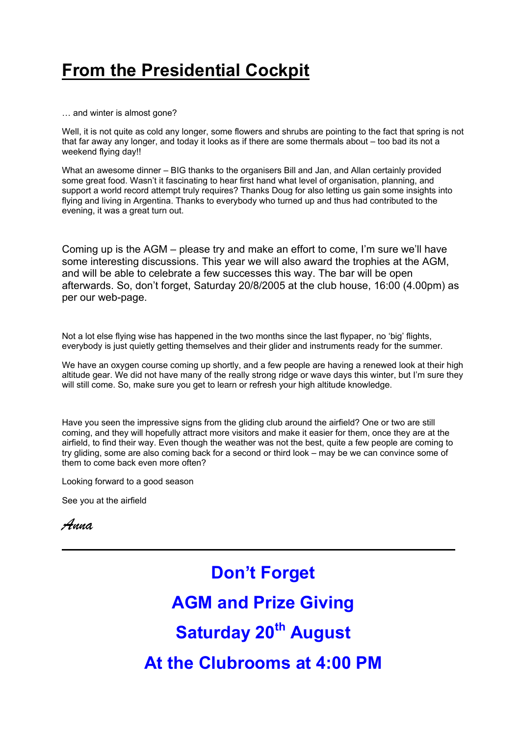# From the Presidential Cockpit

… and winter is almost gone?

Well, it is not quite as cold any longer, some flowers and shrubs are pointing to the fact that spring is not that far away any longer, and today it looks as if there are some thermals about – too bad its not a weekend flying day!!

What an awesome dinner – BIG thanks to the organisers Bill and Jan, and Allan certainly provided some great food. Wasn't it fascinating to hear first hand what level of organisation, planning, and support a world record attempt truly requires? Thanks Doug for also letting us gain some insights into flying and living in Argentina. Thanks to everybody who turned up and thus had contributed to the evening, it was a great turn out.

Coming up is the AGM – please try and make an effort to come, I'm sure we'll have some interesting discussions. This year we will also award the trophies at the AGM, and will be able to celebrate a few successes this way. The bar will be open afterwards. So, don't forget, Saturday 20/8/2005 at the club house, 16:00 (4.00pm) as per our web-page.

Not a lot else flying wise has happened in the two months since the last flypaper, no 'big' flights, everybody is just quietly getting themselves and their glider and instruments ready for the summer.

We have an oxygen course coming up shortly, and a few people are having a renewed look at their high altitude gear. We did not have many of the really strong ridge or wave days this winter, but I'm sure they will still come. So, make sure you get to learn or refresh your high altitude knowledge.

Have you seen the impressive signs from the gliding club around the airfield? One or two are still coming, and they will hopefully attract more visitors and make it easier for them, once they are at the airfield, to find their way. Even though the weather was not the best, quite a few people are coming to try gliding, some are also coming back for a second or third look – may be we can convince some of them to come back even more often?

Looking forward to a good season

See you at the airfield

*Anna*

---

## Don't Forget

## AGM and Prize Giving

## Saturday 20th August

## At the Clubrooms at 4:00 PM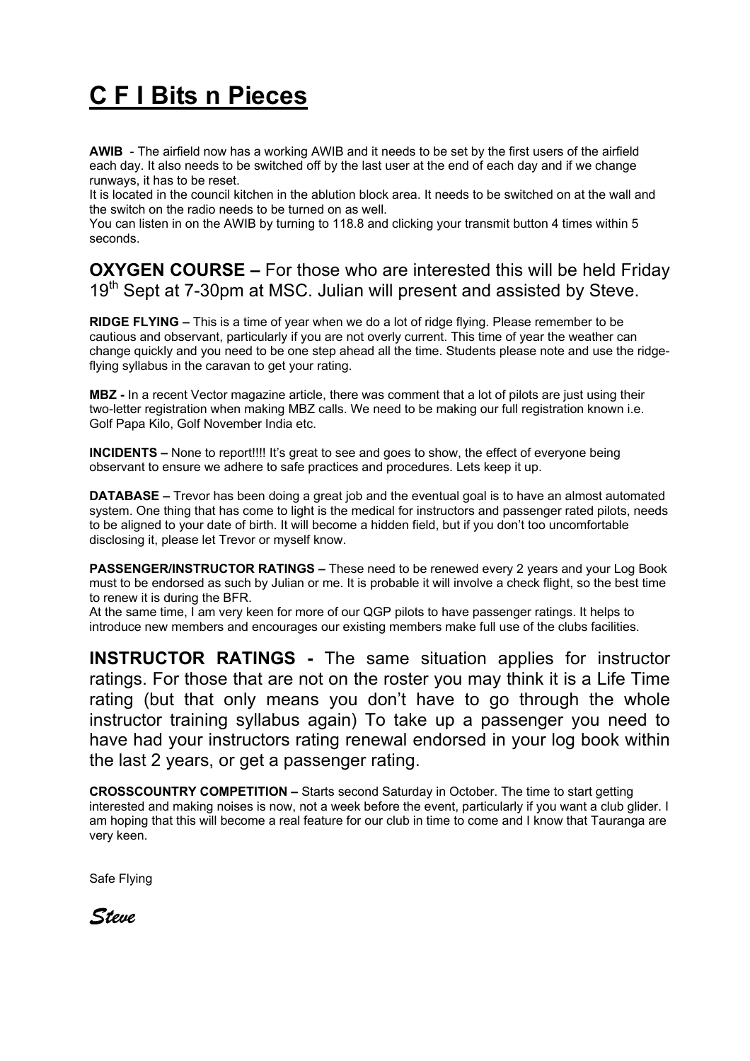# C F I Bits n Pieces

**AWIB** - The airfield now has a working AWIB and it needs to be set by the first users of the airfield each day. It also needs to be switched off by the last user at the end of each day and if we change runways, it has to be reset.
It is located in the council kitchen in the ablution block area. It needs to be switched on at the wall and the switch on the radio needs to be turned on as well.
You can listen in on the AWIB by turning to 118.8 and clicking your transmit button 4 times within 5 seconds.

## **OXYGEN COURSE –** For those who are interested this will be held Friday 19th Sept at 7-30pm at MSC. Julian will present and assisted by Steve.

**RIDGE FLYING –** This is a time of year when we do a lot of ridge flying. Please remember to be cautious and observant, particularly if you are not overly current. This time of year the weather can change quickly and you need to be one step ahead all the time. Students please note and use the ridge-flying syllabus in the caravan to get your rating.

**MBZ -** In a recent Vector magazine article, there was comment that a lot of pilots are just using their two-letter registration when making MBZ calls. We need to be making our full registration known i.e. Golf Papa Kilo, Golf November India etc.

**INCIDENTS –** None to report!!!! It's great to see and goes to show, the effect of everyone being observant to ensure we adhere to safe practices and procedures. Lets keep it up.

**DATABASE –** Trevor has been doing a great job and the eventual goal is to have an almost automated system. One thing that has come to light is the medical for instructors and passenger rated pilots, needs to be aligned to your date of birth. It will become a hidden field, but if you don't too uncomfortable disclosing it, please let Trevor or myself know.

**PASSENGER/INSTRUCTOR RATINGS –** These need to be renewed every 2 years and your Log Book must to be endorsed as such by Julian or me. It is probable it will involve a check flight, so the best time to renew it is during the BFR.
At the same time, I am very keen for more of our QGP pilots to have passenger ratings. It helps to introduce new members and encourages our existing members make full use of the clubs facilities.

## **INSTRUCTOR RATINGS -** The same situation applies for instructor ratings. For those that are not on the roster you may think it is a Life Time rating (but that only means you don't have to go through the whole instructor training syllabus again) To take up a passenger you need to have had your instructors rating renewal endorsed in your log book within the last 2 years, or get a passenger rating.

**CROSSCOUNTRY COMPETITION –** Starts second Saturday in October. The time to start getting interested and making noises is now, not a week before the event, particularly if you want a club glider. I am hoping that this will become a real feature for our club in time to come and I know that Tauranga are very keen.

Safe Flying

***Steve***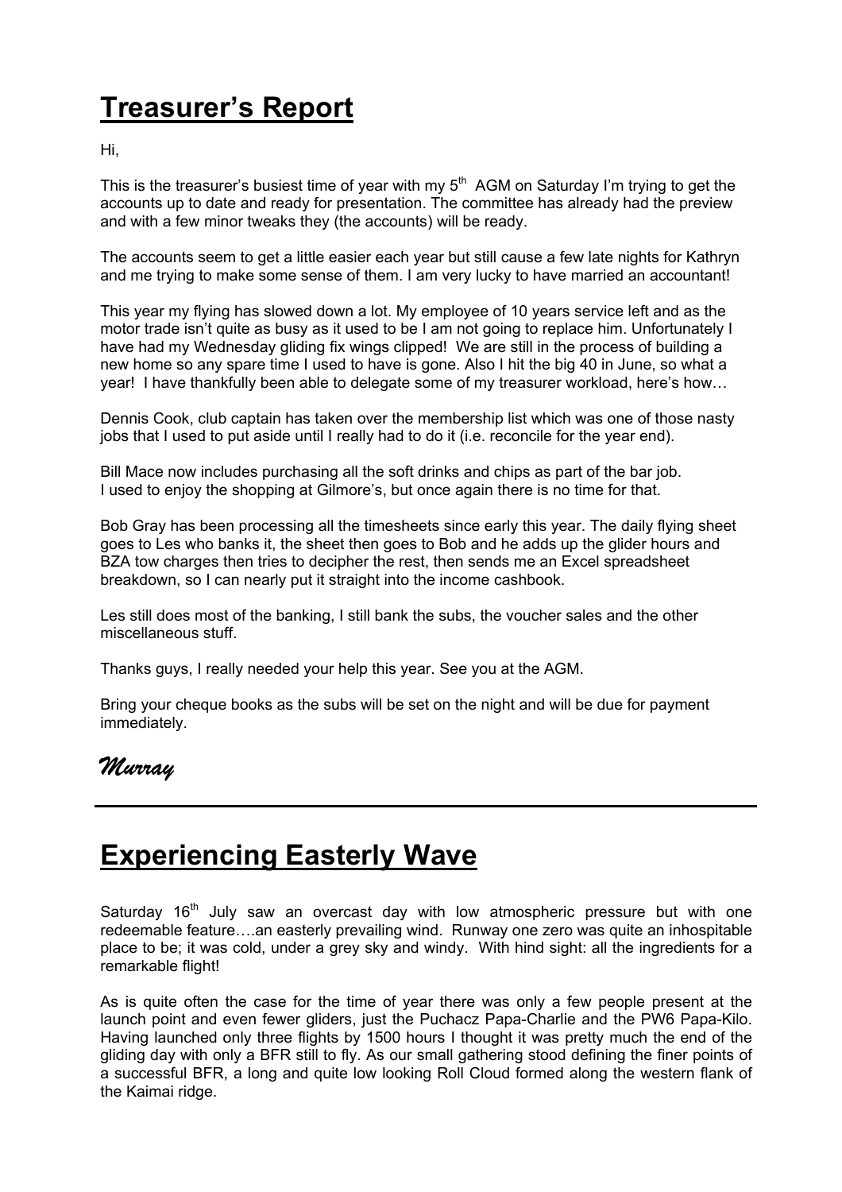# Treasurer's Report

Hi,

This is the treasurer's busiest time of year with my 5th AGM on Saturday I'm trying to get the accounts up to date and ready for presentation. The committee has already had the preview and with a few minor tweaks they (the accounts) will be ready.

The accounts seem to get a little easier each year but still cause a few late nights for Kathryn and me trying to make some sense of them. I am very lucky to have married an accountant!

This year my flying has slowed down a lot. My employee of 10 years service left and as the motor trade isn't quite as busy as it used to be I am not going to replace him. Unfortunately I have had my Wednesday gliding fix wings clipped! We are still in the process of building a new home so any spare time I used to have is gone. Also I hit the big 40 in June, so what a year! I have thankfully been able to delegate some of my treasurer workload, here's how…

Dennis Cook, club captain has taken over the membership list which was one of those nasty jobs that I used to put aside until I really had to do it (i.e. reconcile for the year end).

Bill Mace now includes purchasing all the soft drinks and chips as part of the bar job.
I used to enjoy the shopping at Gilmore's, but once again there is no time for that.

Bob Gray has been processing all the timesheets since early this year. The daily flying sheet goes to Les who banks it, the sheet then goes to Bob and he adds up the glider hours and BZA tow charges then tries to decipher the rest, then sends me an Excel spreadsheet breakdown, so I can nearly put it straight into the income cashbook.

Les still does most of the banking, I still bank the subs, the voucher sales and the other miscellaneous stuff.

Thanks guys, I really needed your help this year. See you at the AGM.

Bring your cheque books as the subs will be set on the night and will be due for payment immediately.

*Murray*

---

# Experiencing Easterly Wave

Saturday 16th July saw an overcast day with low atmospheric pressure but with one redeemable feature….an easterly prevailing wind. Runway one zero was quite an inhospitable place to be; it was cold, under a grey sky and windy. With hind sight: all the ingredients for a remarkable flight!

As is quite often the case for the time of year there was only a few people present at the launch point and even fewer gliders, just the Puchacz Papa-Charlie and the PW6 Papa-Kilo. Having launched only three flights by 1500 hours I thought it was pretty much the end of the gliding day with only a BFR still to fly. As our small gathering stood defining the finer points of a successful BFR, a long and quite low looking Roll Cloud formed along the western flank of the Kaimai ridge.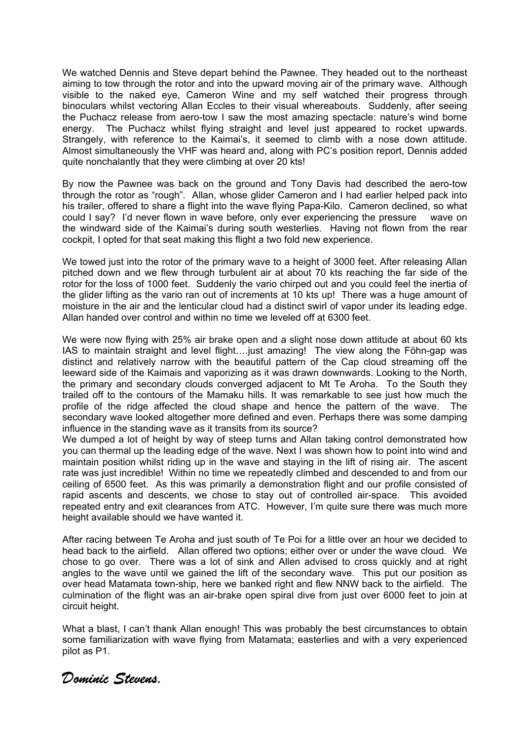We watched Dennis and Steve depart behind the Pawnee. They headed out to the northeast aiming to tow through the rotor and into the upward moving air of the primary wave. Although visible to the naked eye, Cameron Wine and my self watched their progress through binoculars whilst vectoring Allan Eccles to their visual whereabouts. Suddenly, after seeing the Puchacz release from aero-tow I saw the most amazing spectacle: nature's wind borne energy. The Puchacz whilst flying straight and level just appeared to rocket upwards. Strangely, with reference to the Kaimai's, it seemed to climb with a nose down attitude. Almost simultaneously the VHF was heard and, along with PC's position report, Dennis added quite nonchalantly that they were climbing at over 20 kts!

By now the Pawnee was back on the ground and Tony Davis had described the aero-tow through the rotor as "rough". Allan, whose glider Cameron and I had earlier helped pack into his trailer, offered to share a flight into the wave flying Papa-Kilo. Cameron declined, so what could I say? I'd never flown in wave before, only ever experiencing the pressure wave on the windward side of the Kaimai's during south westerlies. Having not flown from the rear cockpit, I opted for that seat making this flight a two fold new experience.

We towed just into the rotor of the primary wave to a height of 3000 feet. After releasing Allan pitched down and we flew through turbulent air at about 70 kts reaching the far side of the rotor for the loss of 1000 feet. Suddenly the vario chirped out and you could feel the inertia of the glider lifting as the vario ran out of increments at 10 kts up! There was a huge amount of moisture in the air and the lenticular cloud had a distinct swirl of vapor under its leading edge. Allan handed over control and within no time we leveled off at 6300 feet.

We were now flying with 25% air brake open and a slight nose down attitude at about 60 kts IAS to maintain straight and level flight….just amazing! The view along the Föhn-gap was distinct and relatively narrow with the beautiful pattern of the Cap cloud streaming off the leeward side of the Kaimais and vaporizing as it was drawn downwards. Looking to the North, the primary and secondary clouds converged adjacent to Mt Te Aroha. To the South they trailed off to the contours of the Mamaku hills. It was remarkable to see just how much the profile of the ridge affected the cloud shape and hence the pattern of the wave. The secondary wave looked altogether more defined and even. Perhaps there was some damping influence in the standing wave as it transits from its source?

We dumped a lot of height by way of steep turns and Allan taking control demonstrated how you can thermal up the leading edge of the wave. Next I was shown how to point into wind and maintain position whilst riding up in the wave and staying in the lift of rising air. The ascent rate was just incredible! Within no time we repeatedly climbed and descended to and from our ceiling of 6500 feet. As this was primarily a demonstration flight and our profile consisted of rapid ascents and descents, we chose to stay out of controlled air-space. This avoided repeated entry and exit clearances from ATC. However, I'm quite sure there was much more height available should we have wanted it.

After racing between Te Aroha and just south of Te Poi for a little over an hour we decided to head back to the airfield. Allan offered two options; either over or under the wave cloud. We chose to go over. There was a lot of sink and Allen advised to cross quickly and at right angles to the wave until we gained the lift of the secondary wave. This put our position as over head Matamata town-ship, here we banked right and flew NNW back to the airfield. The culmination of the flight was an air-brake open spiral dive from just over 6000 feet to join at circuit height.

What a blast, I can't thank Allan enough! This was probably the best circumstances to obtain some familiarization with wave flying from Matamata; easterlies and with a very experienced pilot as P1.

*Dominic Stevens.*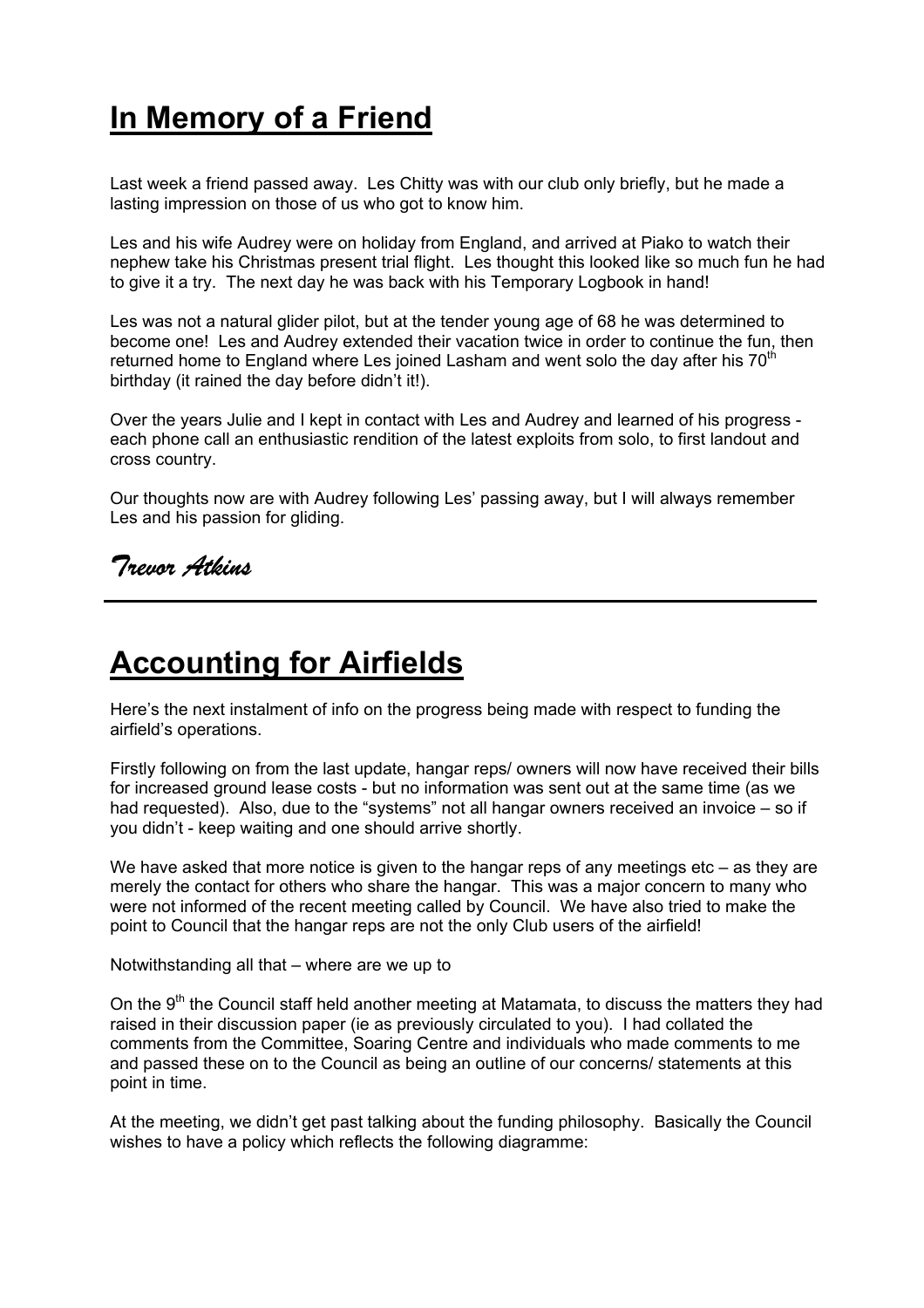# In Memory of a Friend

Last week a friend passed away. Les Chitty was with our club only briefly, but he made a lasting impression on those of us who got to know him.

Les and his wife Audrey were on holiday from England, and arrived at Piako to watch their nephew take his Christmas present trial flight. Les thought this looked like so much fun he had to give it a try. The next day he was back with his Temporary Logbook in hand!

Les was not a natural glider pilot, but at the tender young age of 68 he was determined to become one! Les and Audrey extended their vacation twice in order to continue the fun, then returned home to England where Les joined Lasham and went solo the day after his 70th birthday (it rained the day before didn't it!).

Over the years Julie and I kept in contact with Les and Audrey and learned of his progress - each phone call an enthusiastic rendition of the latest exploits from solo, to first landout and cross country.

Our thoughts now are with Audrey following Les' passing away, but I will always remember Les and his passion for gliding.

*Trevor Atkins*

---

# Accounting for Airfields

Here's the next instalment of info on the progress being made with respect to funding the airfield's operations.

Firstly following on from the last update, hangar reps/ owners will now have received their bills for increased ground lease costs - but no information was sent out at the same time (as we had requested). Also, due to the "systems" not all hangar owners received an invoice – so if you didn't - keep waiting and one should arrive shortly.

We have asked that more notice is given to the hangar reps of any meetings etc – as they are merely the contact for others who share the hangar. This was a major concern to many who were not informed of the recent meeting called by Council. We have also tried to make the point to Council that the hangar reps are not the only Club users of the airfield!

Notwithstanding all that – where are we up to

On the 9th the Council staff held another meeting at Matamata, to discuss the matters they had raised in their discussion paper (ie as previously circulated to you). I had collated the comments from the Committee, Soaring Centre and individuals who made comments to me and passed these on to the Council as being an outline of our concerns/ statements at this point in time.

At the meeting, we didn't get past talking about the funding philosophy. Basically the Council wishes to have a policy which reflects the following diagramme: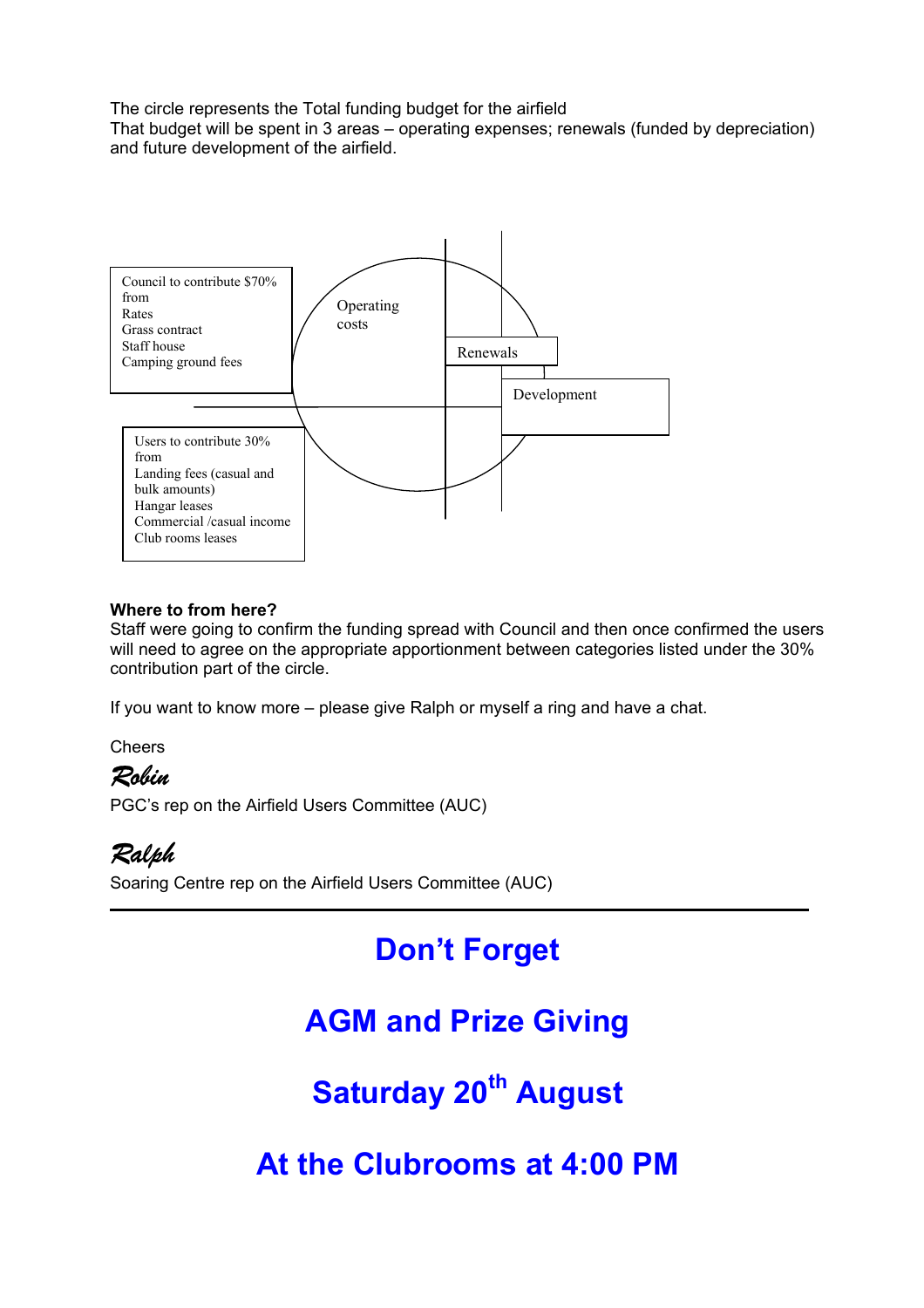The circle represents the Total funding budget for the airfield
That budget will be spent in 3 areas – operating expenses; renewals (funded by depreciation) and future development of the airfield.

Council to contribute $70% from
Rates
Grass contract
Staff house
Camping ground fees

Operating costs

Renewals

Development

Users to contribute 30% from
Landing fees (casual and bulk amounts)
Hangar leases
Commercial /casual income
Club rooms leases

**Where to from here?**
Staff were going to confirm the funding spread with Council and then once confirmed the users will need to agree on the appropriate apportionment between categories listed under the 30% contribution part of the circle.

If you want to know more – please give Ralph or myself a ring and have a chat.

Cheers

*Robin*
PGC's rep on the Airfield Users Committee (AUC)

*Ralph*
Soaring Centre rep on the Airfield Users Committee (AUC)

---

## Don't Forget

## AGM and Prize Giving

## Saturday 20th August

## At the Clubrooms at 4:00 PM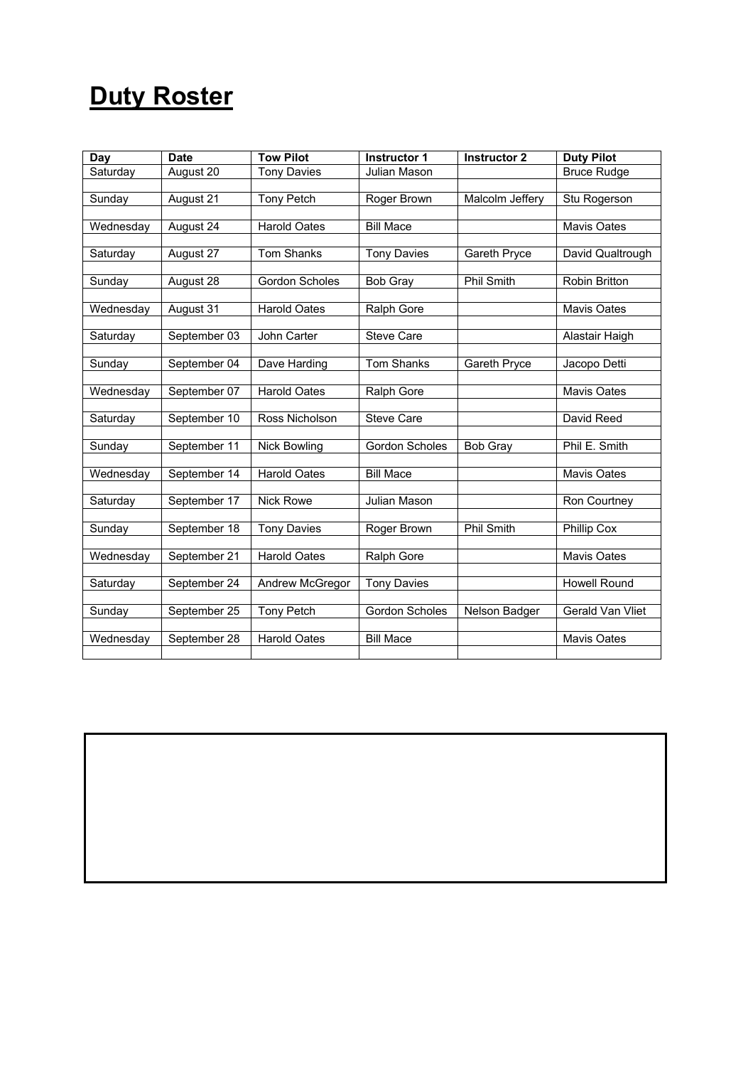# Duty Roster

| Day | Date | Tow Pilot | Instructor 1 | Instructor 2 | Duty Pilot |
|---|---|---|---|---|---|
| Saturday | August 20 | Tony Davies | Julian Mason | | Bruce Rudge |
| Sunday | August 21 | Tony Petch | Roger Brown | Malcolm Jeffery | Stu Rogerson |
| Wednesday | August 24 | Harold Oates | Bill Mace | | Mavis Oates |
| Saturday | August 27 | Tom Shanks | Tony Davies | Gareth Pryce | David Qualtrough |
| Sunday | August 28 | Gordon Scholes | Bob Gray | Phil Smith | Robin Britton |
| Wednesday | August 31 | Harold Oates | Ralph Gore | | Mavis Oates |
| Saturday | September 03 | John Carter | Steve Care | | Alastair Haigh |
| Sunday | September 04 | Dave Harding | Tom Shanks | Gareth Pryce | Jacopo Detti |
| Wednesday | September 07 | Harold Oates | Ralph Gore | | Mavis Oates |
| Saturday | September 10 | Ross Nicholson | Steve Care | | David Reed |
| Sunday | September 11 | Nick Bowling | Gordon Scholes | Bob Gray | Phil E. Smith |
| Wednesday | September 14 | Harold Oates | Bill Mace | | Mavis Oates |
| Saturday | September 17 | Nick Rowe | Julian Mason | | Ron Courtney |
| Sunday | September 18 | Tony Davies | Roger Brown | Phil Smith | Phillip Cox |
| Wednesday | September 21 | Harold Oates | Ralph Gore | | Mavis Oates |
| Saturday | September 24 | Andrew McGregor | Tony Davies | | Howell Round |
| Sunday | September 25 | Tony Petch | Gordon Scholes | Nelson Badger | Gerald Van Vliet |
| Wednesday | September 28 | Harold Oates | Bill Mace | | Mavis Oates |